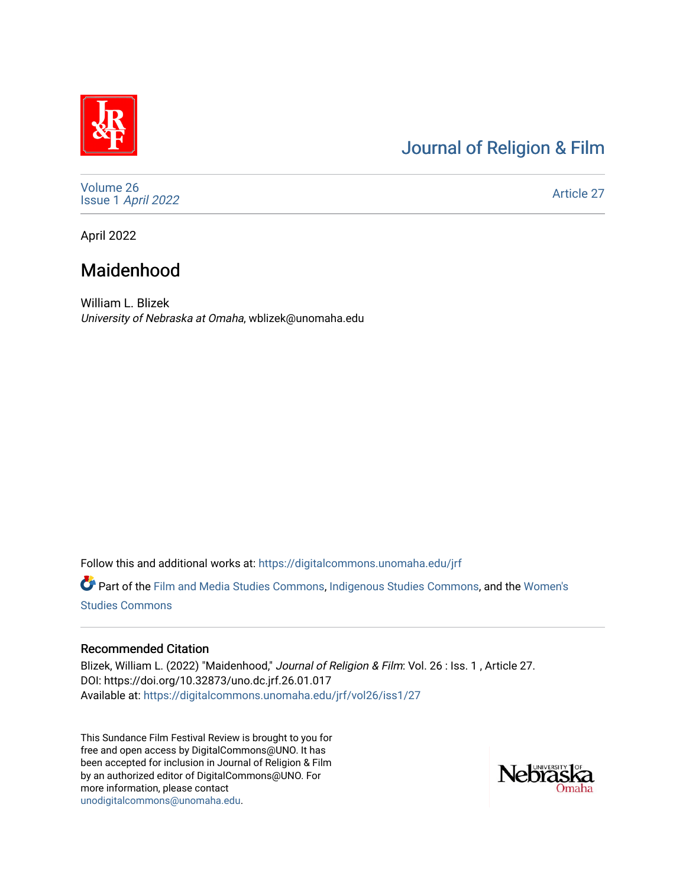# Journal of Religion & Film

Volume 26
Issue 1 *April 2022*

Article 27

April 2022

## Maidenhood

William L. Blizek
*University of Nebraska at Omaha*, wblizek@unomaha.edu

Follow this and additional works at: https://digitalcommons.unomaha.edu/jrf

Part of the Film and Media Studies Commons, Indigenous Studies Commons, and the Women's Studies Commons

### Recommended Citation

Blizek, William L. (2022) "Maidenhood," *Journal of Religion & Film*: Vol. 26 : Iss. 1 , Article 27.
DOI: https://doi.org/10.32873/uno.dc.jrf.26.01.017
Available at: https://digitalcommons.unomaha.edu/jrf/vol26/iss1/27

This Sundance Film Festival Review is brought to you for free and open access by DigitalCommons@UNO. It has been accepted for inclusion in Journal of Religion & Film by an authorized editor of DigitalCommons@UNO. For more information, please contact unodigitalcommons@unomaha.edu.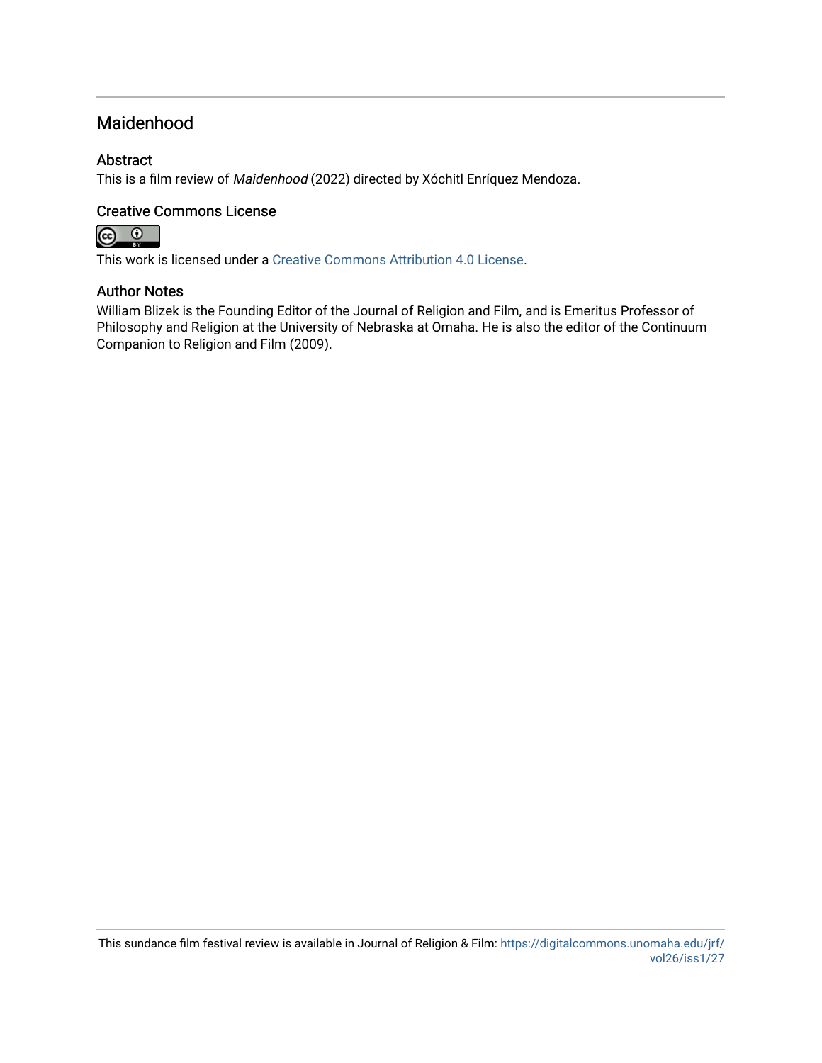## Maidenhood

### Abstract

This is a film review of *Maidenhood* (2022) directed by Xóchitl Enríquez Mendoza.

### Creative Commons License

This work is licensed under a Creative Commons Attribution 4.0 License.

### Author Notes

William Blizek is the Founding Editor of the Journal of Religion and Film, and is Emeritus Professor of Philosophy and Religion at the University of Nebraska at Omaha. He is also the editor of the Continuum Companion to Religion and Film (2009).

This sundance film festival review is available in Journal of Religion & Film: https://digitalcommons.unomaha.edu/jrf/vol26/iss1/27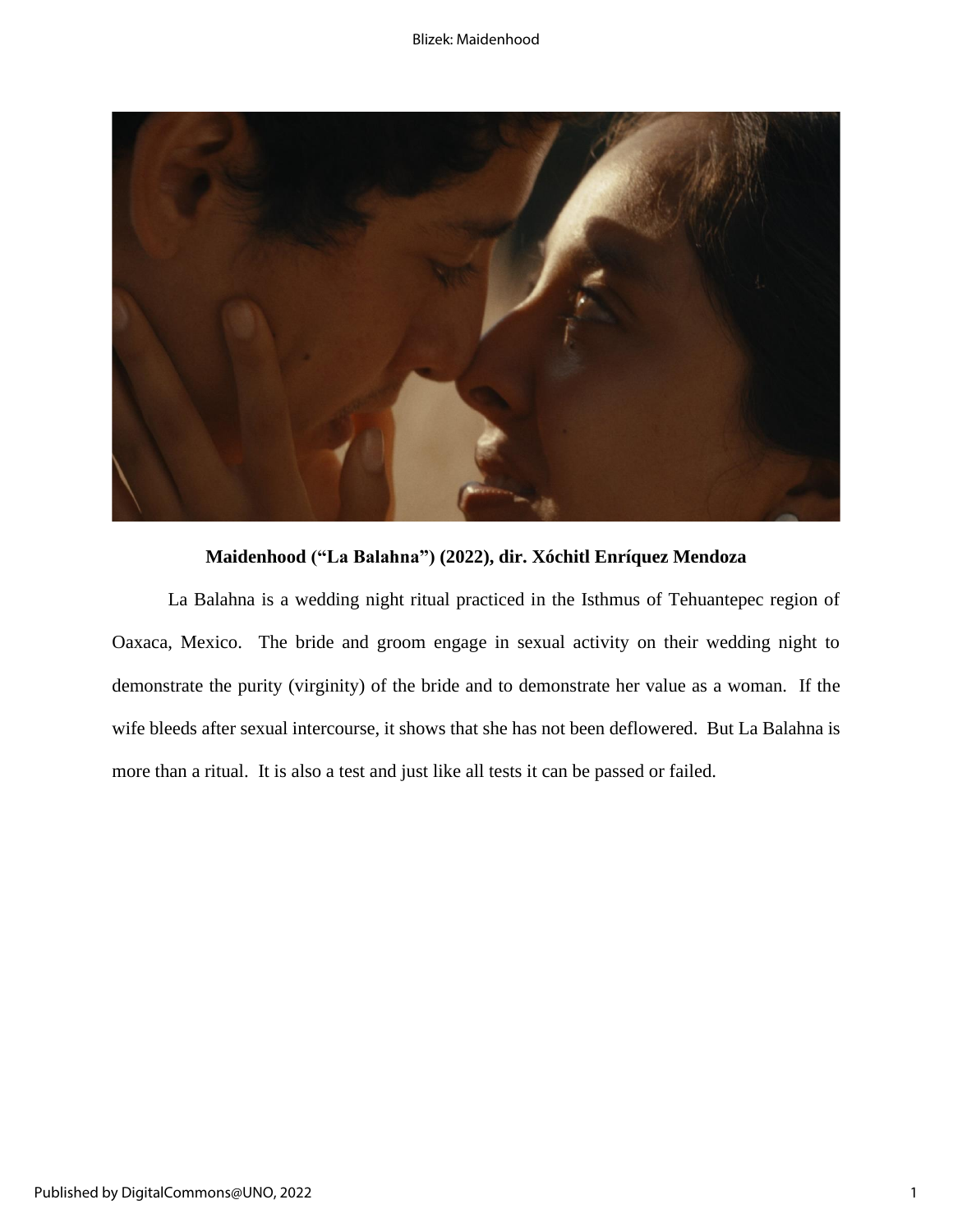**Maidenhood ("La Balahna") (2022), dir. Xóchitl Enríquez Mendoza**

La Balahna is a wedding night ritual practiced in the Isthmus of Tehuantepec region of Oaxaca, Mexico. The bride and groom engage in sexual activity on their wedding night to demonstrate the purity (virginity) of the bride and to demonstrate her value as a woman. If the wife bleeds after sexual intercourse, it shows that she has not been deflowered. But La Balahna is more than a ritual. It is also a test and just like all tests it can be passed or failed.